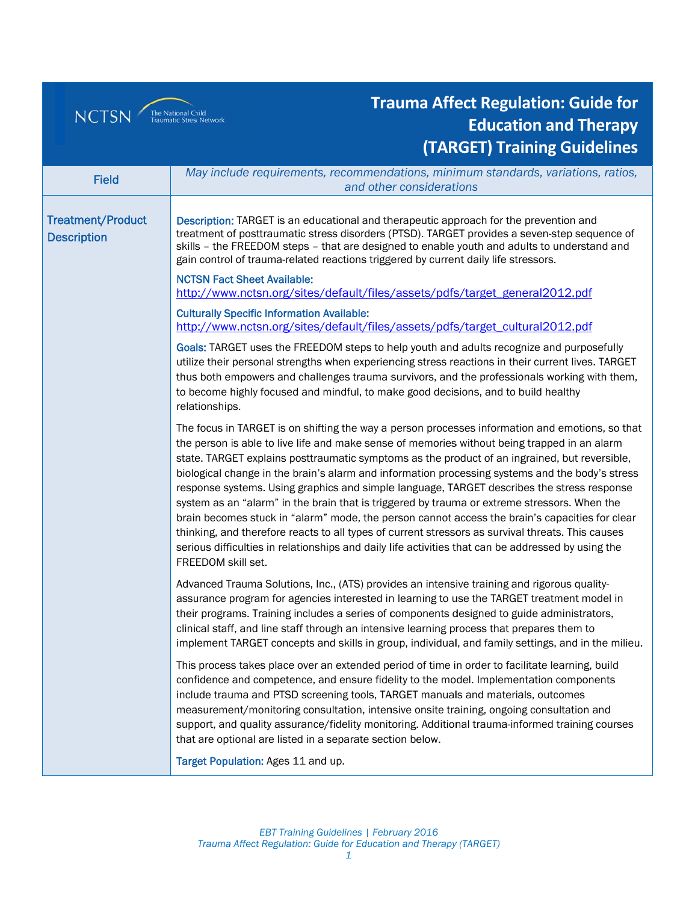# Trauma Affect Regulation: Guide for Education and Therapy (TARGET) Training Guidelines

| Field | *May include requirements, recommendations, minimum standards, variations, ratios, and other considerations* |
| --- | --- |
| **Treatment/Product Description** | **Description:** TARGET is an educational and therapeutic approach for the prevention and treatment of posttraumatic stress disorders (PTSD). TARGET provides a seven-step sequence of skills – the FREEDOM steps – that are designed to enable youth and adults to understand and gain control of trauma-related reactions triggered by current daily life stressors.<br><br>**NCTSN Fact Sheet Available:** http://www.nctsn.org/sites/default/files/assets/pdfs/target_general2012.pdf<br><br>**Culturally Specific Information Available:** http://www.nctsn.org/sites/default/files/assets/pdfs/target_cultural2012.pdf<br><br>**Goals:** TARGET uses the FREEDOM steps to help youth and adults recognize and purposefully utilize their personal strengths when experiencing stress reactions in their current lives. TARGET thus both empowers and challenges trauma survivors, and the professionals working with them, to become highly focused and mindful, to make good decisions, and to build healthy relationships.<br><br>The focus in TARGET is on shifting the way a person processes information and emotions, so that the person is able to live life and make sense of memories without being trapped in an alarm state. TARGET explains posttraumatic symptoms as the product of an ingrained, but reversible, biological change in the brain's alarm and information processing systems and the body's stress response systems. Using graphics and simple language, TARGET describes the stress response system as an "alarm" in the brain that is triggered by trauma or extreme stressors. When the brain becomes stuck in "alarm" mode, the person cannot access the brain's capacities for clear thinking, and therefore reacts to all types of current stressors as survival threats. This causes serious difficulties in relationships and daily life activities that can be addressed by using the FREEDOM skill set.<br><br>Advanced Trauma Solutions, Inc., (ATS) provides an intensive training and rigorous quality-assurance program for agencies interested in learning to use the TARGET treatment model in their programs. Training includes a series of components designed to guide administrators, clinical staff, and line staff through an intensive learning process that prepares them to implement TARGET concepts and skills in group, individual, and family settings, and in the milieu.<br><br>This process takes place over an extended period of time in order to facilitate learning, build confidence and competence, and ensure fidelity to the model. Implementation components include trauma and PTSD screening tools, TARGET manuals and materials, outcomes measurement/monitoring consultation, intensive onsite training, ongoing consultation and support, and quality assurance/fidelity monitoring. Additional trauma-informed training courses that are optional are listed in a separate section below.<br><br>**Target Population:** Ages 11 and up. |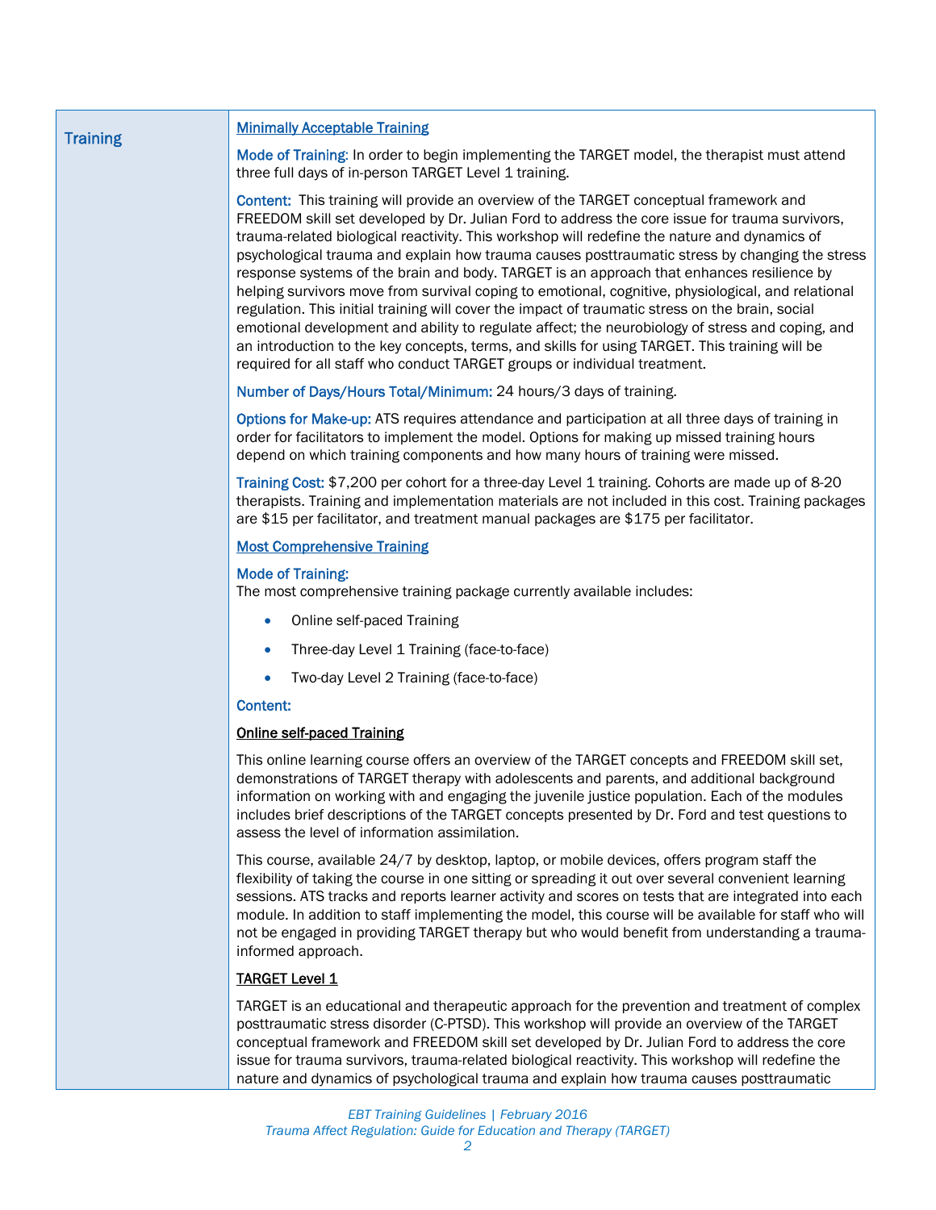## Training

<u>Minimally Acceptable Training</u>

**Mode of Training**: In order to begin implementing the TARGET model, the therapist must attend three full days of in-person TARGET Level 1 training.

**Content:** This training will provide an overview of the TARGET conceptual framework and FREEDOM skill set developed by Dr. Julian Ford to address the core issue for trauma survivors, trauma-related biological reactivity. This workshop will redefine the nature and dynamics of psychological trauma and explain how trauma causes posttraumatic stress by changing the stress response systems of the brain and body. TARGET is an approach that enhances resilience by helping survivors move from survival coping to emotional, cognitive, physiological, and relational regulation. This initial training will cover the impact of traumatic stress on the brain, social emotional development and ability to regulate affect; the neurobiology of stress and coping, and an introduction to the key concepts, terms, and skills for using TARGET. This training will be required for all staff who conduct TARGET groups or individual treatment.

**Number of Days/Hours Total/Minimum:** 24 hours/3 days of training.

**Options for Make-up:** ATS requires attendance and participation at all three days of training in order for facilitators to implement the model. Options for making up missed training hours depend on which training components and how many hours of training were missed.

**Training Cost:** $7,200 per cohort for a three-day Level 1 training. Cohorts are made up of 8-20 therapists. Training and implementation materials are not included in this cost. Training packages are $15 per facilitator, and treatment manual packages are $175 per facilitator.

<u>Most Comprehensive Training</u>

**Mode of Training:**
The most comprehensive training package currently available includes:

- Online self-paced Training
- Three-day Level 1 Training (face-to-face)
- Two-day Level 2 Training (face-to-face)

**Content:**

<u>Online self-paced Training</u>

This online learning course offers an overview of the TARGET concepts and FREEDOM skill set, demonstrations of TARGET therapy with adolescents and parents, and additional background information on working with and engaging the juvenile justice population. Each of the modules includes brief descriptions of the TARGET concepts presented by Dr. Ford and test questions to assess the level of information assimilation.

This course, available 24/7 by desktop, laptop, or mobile devices, offers program staff the flexibility of taking the course in one sitting or spreading it out over several convenient learning sessions. ATS tracks and reports learner activity and scores on tests that are integrated into each module. In addition to staff implementing the model, this course will be available for staff who will not be engaged in providing TARGET therapy but who would benefit from understanding a trauma-informed approach.

<u>TARGET Level 1</u>

TARGET is an educational and therapeutic approach for the prevention and treatment of complex posttraumatic stress disorder (C-PTSD). This workshop will provide an overview of the TARGET conceptual framework and FREEDOM skill set developed by Dr. Julian Ford to address the core issue for trauma survivors, trauma-related biological reactivity. This workshop will redefine the nature and dynamics of psychological trauma and explain how trauma causes posttraumatic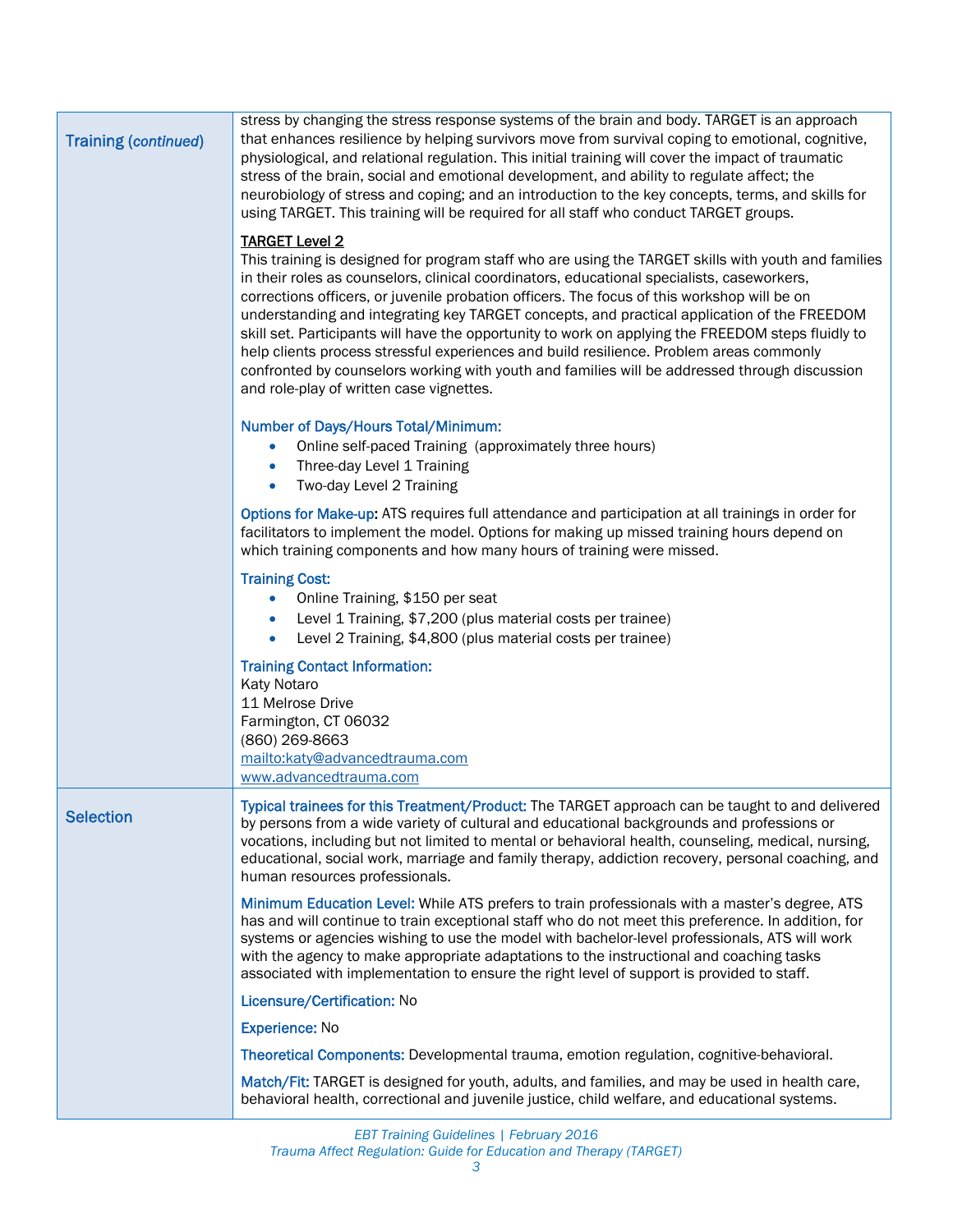## Training (*continued*)

stress by changing the stress response systems of the brain and body. TARGET is an approach that enhances resilience by helping survivors move from survival coping to emotional, cognitive, physiological, and relational regulation. This initial training will cover the impact of traumatic stress of the brain, social and emotional development, and ability to regulate affect; the neurobiology of stress and coping; and an introduction to the key concepts, terms, and skills for using TARGET. This training will be required for all staff who conduct TARGET groups.

**TARGET Level 2**

This training is designed for program staff who are using the TARGET skills with youth and families in their roles as counselors, clinical coordinators, educational specialists, caseworkers, corrections officers, or juvenile probation officers. The focus of this workshop will be on understanding and integrating key TARGET concepts, and practical application of the FREEDOM skill set. Participants will have the opportunity to work on applying the FREEDOM steps fluidly to help clients process stressful experiences and build resilience. Problem areas commonly confronted by counselors working with youth and families will be addressed through discussion and role-play of written case vignettes.

**Number of Days/Hours Total/Minimum:**

- Online self-paced Training (approximately three hours)
- Three-day Level 1 Training
- Two-day Level 2 Training

**Options for Make-up:** ATS requires full attendance and participation at all trainings in order for facilitators to implement the model. Options for making up missed training hours depend on which training components and how many hours of training were missed.

**Training Cost:**

- Online Training, $150 per seat
- Level 1 Training, $7,200 (plus material costs per trainee)
- Level 2 Training, $4,800 (plus material costs per trainee)

**Training Contact Information:**

Katy Notaro
11 Melrose Drive
Farmington, CT 06032
(860) 269-8663
mailto:katy@advancedtrauma.com
www.advancedtrauma.com

## Selection

**Typical trainees for this Treatment/Product:** The TARGET approach can be taught to and delivered by persons from a wide variety of cultural and educational backgrounds and professions or vocations, including but not limited to mental or behavioral health, counseling, medical, nursing, educational, social work, marriage and family therapy, addiction recovery, personal coaching, and human resources professionals.

**Minimum Education Level:** While ATS prefers to train professionals with a master's degree, ATS has and will continue to train exceptional staff who do not meet this preference. In addition, for systems or agencies wishing to use the model with bachelor-level professionals, ATS will work with the agency to make appropriate adaptations to the instructional and coaching tasks associated with implementation to ensure the right level of support is provided to staff.

**Licensure/Certification:** No

**Experience:** No

**Theoretical Components:** Developmental trauma, emotion regulation, cognitive-behavioral.

**Match/Fit:** TARGET is designed for youth, adults, and families, and may be used in health care, behavioral health, correctional and juvenile justice, child welfare, and educational systems.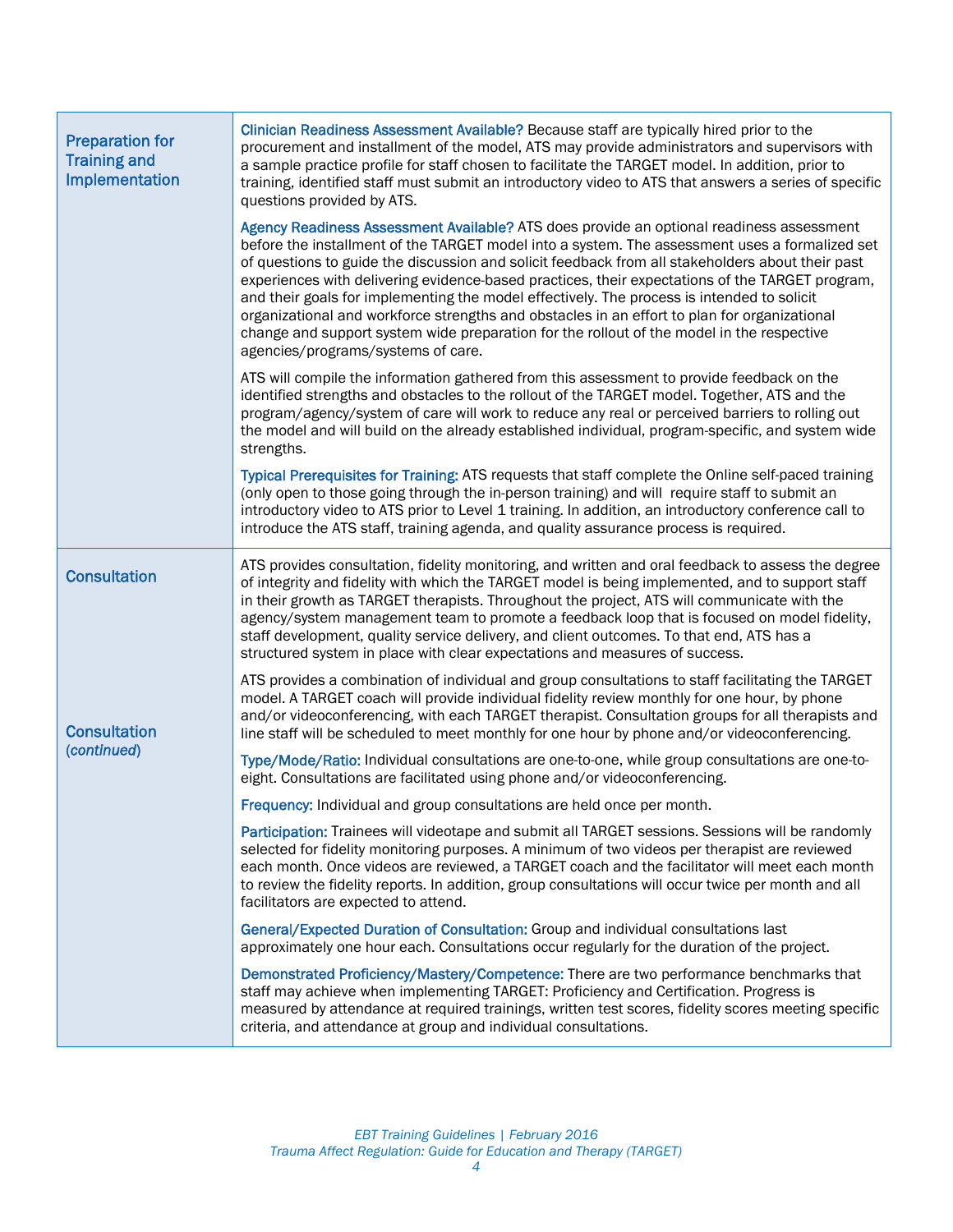| | |
|---|---|
| **Preparation for Training and Implementation** | **Clinician Readiness Assessment Available?** Because staff are typically hired prior to the procurement and installment of the model, ATS may provide administrators and supervisors with a sample practice profile for staff chosen to facilitate the TARGET model. In addition, prior to training, identified staff must submit an introductory video to ATS that answers a series of specific questions provided by ATS.<br><br>**Agency Readiness Assessment Available?** ATS does provide an optional readiness assessment before the installment of the TARGET model into a system. The assessment uses a formalized set of questions to guide the discussion and solicit feedback from all stakeholders about their past experiences with delivering evidence-based practices, their expectations of the TARGET program, and their goals for implementing the model effectively. The process is intended to solicit organizational and workforce strengths and obstacles in an effort to plan for organizational change and support system wide preparation for the rollout of the model in the respective agencies/programs/systems of care.<br><br>ATS will compile the information gathered from this assessment to provide feedback on the identified strengths and obstacles to the rollout of the TARGET model. Together, ATS and the program/agency/system of care will work to reduce any real or perceived barriers to rolling out the model and will build on the already established individual, program-specific, and system wide strengths.<br><br>**Typical Prerequisites for Training:** ATS requests that staff complete the Online self-paced training (only open to those going through the in-person training) and will require staff to submit an introductory video to ATS prior to Level 1 training. In addition, an introductory conference call to introduce the ATS staff, training agenda, and quality assurance process is required. |
| **Consultation**<br><br>**Consultation** (*continued*) | ATS provides consultation, fidelity monitoring, and written and oral feedback to assess the degree of integrity and fidelity with which the TARGET model is being implemented, and to support staff in their growth as TARGET therapists. Throughout the project, ATS will communicate with the agency/system management team to promote a feedback loop that is focused on model fidelity, staff development, quality service delivery, and client outcomes. To that end, ATS has a structured system in place with clear expectations and measures of success.<br><br>ATS provides a combination of individual and group consultations to staff facilitating the TARGET model. A TARGET coach will provide individual fidelity review monthly for one hour, by phone and/or videoconferencing, with each TARGET therapist. Consultation groups for all therapists and line staff will be scheduled to meet monthly for one hour by phone and/or videoconferencing.<br><br>**Type/Mode/Ratio:** Individual consultations are one-to-one, while group consultations are one-to-eight. Consultations are facilitated using phone and/or videoconferencing.<br><br>**Frequency:** Individual and group consultations are held once per month.<br><br>**Participation:** Trainees will videotape and submit all TARGET sessions. Sessions will be randomly selected for fidelity monitoring purposes. A minimum of two videos per therapist are reviewed each month. Once videos are reviewed, a TARGET coach and the facilitator will meet each month to review the fidelity reports. In addition, group consultations will occur twice per month and all facilitators are expected to attend.<br><br>**General/Expected Duration of Consultation:** Group and individual consultations last approximately one hour each. Consultations occur regularly for the duration of the project.<br><br>**Demonstrated Proficiency/Mastery/Competence:** There are two performance benchmarks that staff may achieve when implementing TARGET: Proficiency and Certification. Progress is measured by attendance at required trainings, written test scores, fidelity scores meeting specific criteria, and attendance at group and individual consultations. |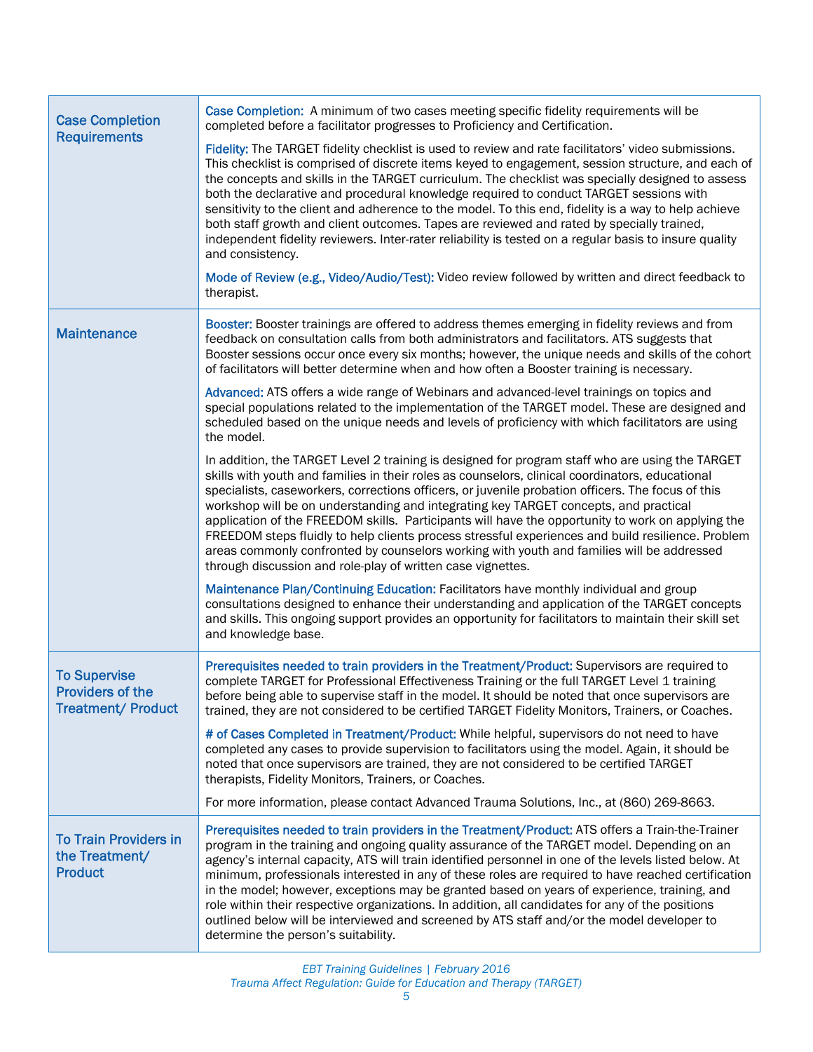| | |
|---|---|
| **Case Completion Requirements** | **Case Completion:** A minimum of two cases meeting specific fidelity requirements will be completed before a facilitator progresses to Proficiency and Certification.<br><br>**Fidelity:** The TARGET fidelity checklist is used to review and rate facilitators' video submissions. This checklist is comprised of discrete items keyed to engagement, session structure, and each of the concepts and skills in the TARGET curriculum. The checklist was specially designed to assess both the declarative and procedural knowledge required to conduct TARGET sessions with sensitivity to the client and adherence to the model. To this end, fidelity is a way to help achieve both staff growth and client outcomes. Tapes are reviewed and rated by specially trained, independent fidelity reviewers. Inter-rater reliability is tested on a regular basis to insure quality and consistency.<br><br>**Mode of Review (e.g., Video/Audio/Test):** Video review followed by written and direct feedback to therapist. |
| **Maintenance** | **Booster:** Booster trainings are offered to address themes emerging in fidelity reviews and from feedback on consultation calls from both administrators and facilitators. ATS suggests that Booster sessions occur once every six months; however, the unique needs and skills of the cohort of facilitators will better determine when and how often a Booster training is necessary.<br><br>**Advanced:** ATS offers a wide range of Webinars and advanced-level trainings on topics and special populations related to the implementation of the TARGET model. These are designed and scheduled based on the unique needs and levels of proficiency with which facilitators are using the model.<br><br>In addition, the TARGET Level 2 training is designed for program staff who are using the TARGET skills with youth and families in their roles as counselors, clinical coordinators, educational specialists, caseworkers, corrections officers, or juvenile probation officers. The focus of this workshop will be on understanding and integrating key TARGET concepts, and practical application of the FREEDOM skills. Participants will have the opportunity to work on applying the FREEDOM steps fluidly to help clients process stressful experiences and build resilience. Problem areas commonly confronted by counselors working with youth and families will be addressed through discussion and role-play of written case vignettes.<br><br>**Maintenance Plan/Continuing Education:** Facilitators have monthly individual and group consultations designed to enhance their understanding and application of the TARGET concepts and skills. This ongoing support provides an opportunity for facilitators to maintain their skill set and knowledge base. |
| **To Supervise Providers of the Treatment/ Product** | **Prerequisites needed to train providers in the Treatment/Product:** Supervisors are required to complete TARGET for Professional Effectiveness Training or the full TARGET Level 1 training before being able to supervise staff in the model. It should be noted that once supervisors are trained, they are not considered to be certified TARGET Fidelity Monitors, Trainers, or Coaches.<br><br>**# of Cases Completed in Treatment/Product:** While helpful, supervisors do not need to have completed any cases to provide supervision to facilitators using the model. Again, it should be noted that once supervisors are trained, they are not considered to be certified TARGET therapists, Fidelity Monitors, Trainers, or Coaches.<br><br>For more information, please contact Advanced Trauma Solutions, Inc., at (860) 269-8663. |
| **To Train Providers in the Treatment/ Product** | **Prerequisites needed to train providers in the Treatment/Product:** ATS offers a Train-the-Trainer program in the training and ongoing quality assurance of the TARGET model. Depending on an agency's internal capacity, ATS will train identified personnel in one of the levels listed below. At minimum, professionals interested in any of these roles are required to have reached certification in the model; however, exceptions may be granted based on years of experience, training, and role within their respective organizations. In addition, all candidates for any of the positions outlined below will be interviewed and screened by ATS staff and/or the model developer to determine the person's suitability. |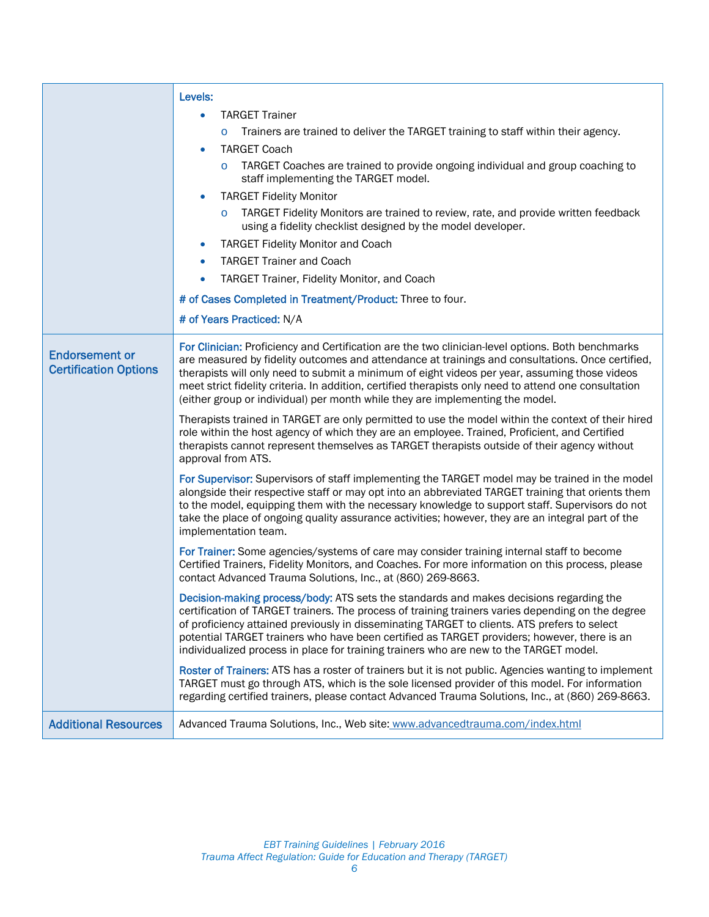| | |
|---|---|
| | **Levels:**<br>• TARGET Trainer<br>  o Trainers are trained to deliver the TARGET training to staff within their agency.<br>• TARGET Coach<br>  o TARGET Coaches are trained to provide ongoing individual and group coaching to staff implementing the TARGET model.<br>• TARGET Fidelity Monitor<br>  o TARGET Fidelity Monitors are trained to review, rate, and provide written feedback using a fidelity checklist designed by the model developer.<br>• TARGET Fidelity Monitor and Coach<br>• TARGET Trainer and Coach<br>• TARGET Trainer, Fidelity Monitor, and Coach<br><br>**# of Cases Completed in Treatment/Product:** Three to four.<br><br>**# of Years Practiced:** N/A |
| **Endorsement or Certification Options** | **For Clinician:** Proficiency and Certification are the two clinician-level options. Both benchmarks are measured by fidelity outcomes and attendance at trainings and consultations. Once certified, therapists will only need to submit a minimum of eight videos per year, assuming those videos meet strict fidelity criteria. In addition, certified therapists only need to attend one consultation (either group or individual) per month while they are implementing the model.<br><br>Therapists trained in TARGET are only permitted to use the model within the context of their hired role within the host agency of which they are an employee. Trained, Proficient, and Certified therapists cannot represent themselves as TARGET therapists outside of their agency without approval from ATS.<br><br>**For Supervisor:** Supervisors of staff implementing the TARGET model may be trained in the model alongside their respective staff or may opt into an abbreviated TARGET training that orients them to the model, equipping them with the necessary knowledge to support staff. Supervisors do not take the place of ongoing quality assurance activities; however, they are an integral part of the implementation team.<br><br>**For Trainer:** Some agencies/systems of care may consider training internal staff to become Certified Trainers, Fidelity Monitors, and Coaches. For more information on this process, please contact Advanced Trauma Solutions, Inc., at (860) 269-8663.<br><br>**Decision-making process/body:** ATS sets the standards and makes decisions regarding the certification of TARGET trainers. The process of training trainers varies depending on the degree of proficiency attained previously in disseminating TARGET to clients. ATS prefers to select potential TARGET trainers who have been certified as TARGET providers; however, there is an individualized process in place for training trainers who are new to the TARGET model.<br><br>**Roster of Trainers:** ATS has a roster of trainers but it is not public. Agencies wanting to implement TARGET must go through ATS, which is the sole licensed provider of this model. For information regarding certified trainers, please contact Advanced Trauma Solutions, Inc., at (860) 269-8663. |
| **Additional Resources** | Advanced Trauma Solutions, Inc., Web site: www.advancedtrauma.com/index.html |